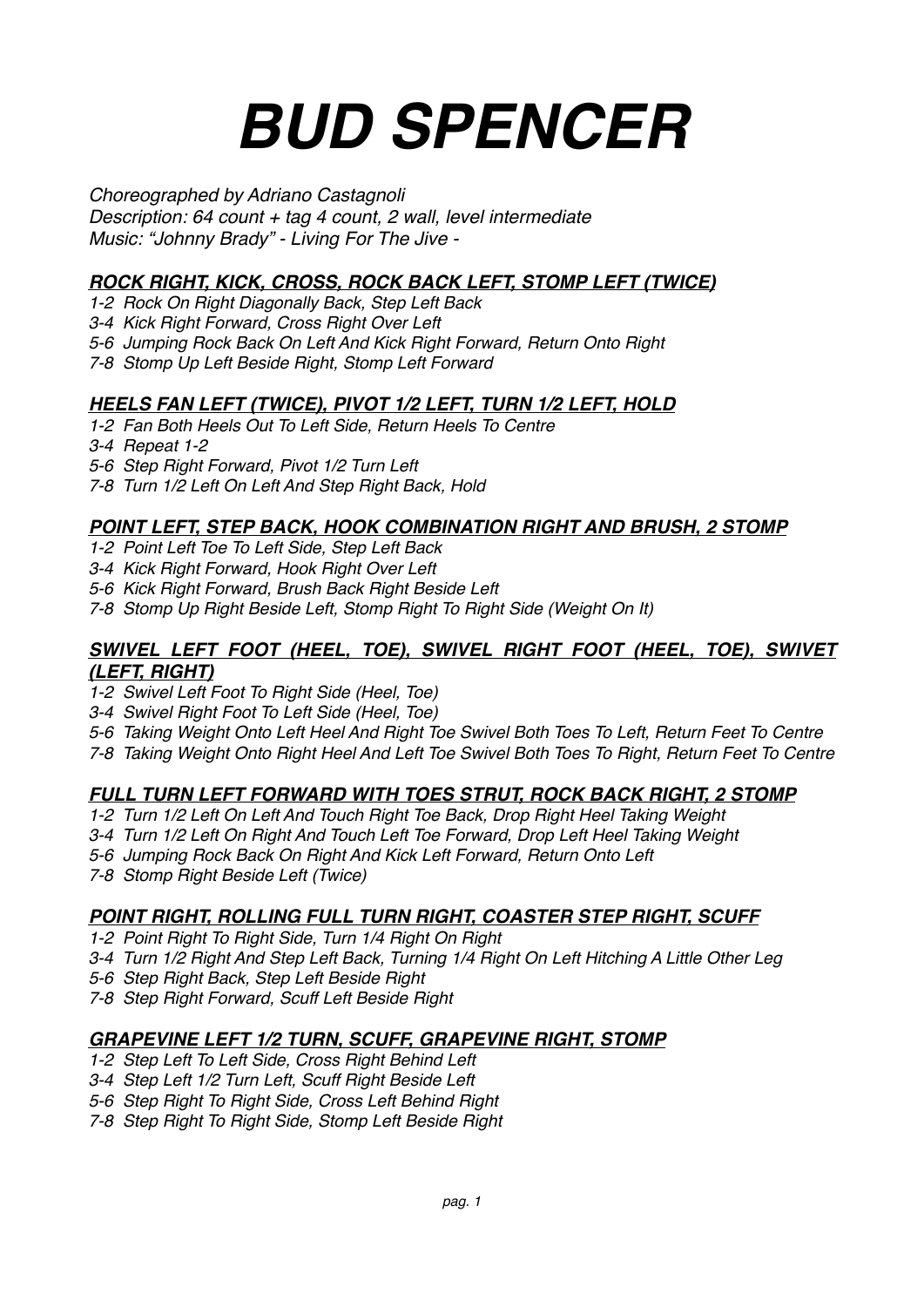# *BUD SPENCER*

*Choreographed by Adriano Castagnoli*
*Description: 64 count + tag 4 count, 2 wall, level intermediate*
*Music: "Johnny Brady" - Living For The Jive -*

### ***ROCK RIGHT, KICK, CROSS, ROCK BACK LEFT, STOMP LEFT (TWICE)***

*1-2 Rock On Right Diagonally Back, Step Left Back*
*3-4 Kick Right Forward, Cross Right Over Left*
*5-6 Jumping Rock Back On Left And Kick Right Forward, Return Onto Right*
*7-8 Stomp Up Left Beside Right, Stomp Left Forward*

### ***HEELS FAN LEFT (TWICE), PIVOT 1/2 LEFT, TURN 1/2 LEFT, HOLD***

*1-2 Fan Both Heels Out To Left Side, Return Heels To Centre*
*3-4 Repeat 1-2*
*5-6 Step Right Forward, Pivot 1/2 Turn Left*
*7-8 Turn 1/2 Left On Left And Step Right Back, Hold*

### ***POINT LEFT, STEP BACK, HOOK COMBINATION RIGHT AND BRUSH, 2 STOMP***

*1-2 Point Left Toe To Left Side, Step Left Back*
*3-4 Kick Right Forward, Hook Right Over Left*
*5-6 Kick Right Forward, Brush Back Right Beside Left*
*7-8 Stomp Up Right Beside Left, Stomp Right To Right Side (Weight On It)*

### ***SWIVEL LEFT FOOT (HEEL, TOE), SWIVEL RIGHT FOOT (HEEL, TOE), SWIVET (LEFT, RIGHT)***

*1-2 Swivel Left Foot To Right Side (Heel, Toe)*
*3-4 Swivel Right Foot To Left Side (Heel, Toe)*
*5-6 Taking Weight Onto Left Heel And Right Toe Swivel Both Toes To Left, Return Feet To Centre*
*7-8 Taking Weight Onto Right Heel And Left Toe Swivel Both Toes To Right, Return Feet To Centre*

### ***FULL TURN LEFT FORWARD WITH TOES STRUT, ROCK BACK RIGHT, 2 STOMP***

*1-2 Turn 1/2 Left On Left And Touch Right Toe Back, Drop Right Heel Taking Weight*
*3-4 Turn 1/2 Left On Right And Touch Left Toe Forward, Drop Left Heel Taking Weight*
*5-6 Jumping Rock Back On Right And Kick Left Forward, Return Onto Left*
*7-8 Stomp Right Beside Left (Twice)*

### ***POINT RIGHT, ROLLING FULL TURN RIGHT, COASTER STEP RIGHT, SCUFF***

*1-2 Point Right To Right Side, Turn 1/4 Right On Right*
*3-4 Turn 1/2 Right And Step Left Back, Turning 1/4 Right On Left Hitching A Little Other Leg*
*5-6 Step Right Back, Step Left Beside Right*
*7-8 Step Right Forward, Scuff Left Beside Right*

### ***GRAPEVINE LEFT 1/2 TURN, SCUFF, GRAPEVINE RIGHT, STOMP***

*1-2 Step Left To Left Side, Cross Right Behind Left*
*3-4 Step Left 1/2 Turn Left, Scuff Right Beside Left*
*5-6 Step Right To Right Side, Cross Left Behind Right*
*7-8 Step Right To Right Side, Stomp Left Beside Right*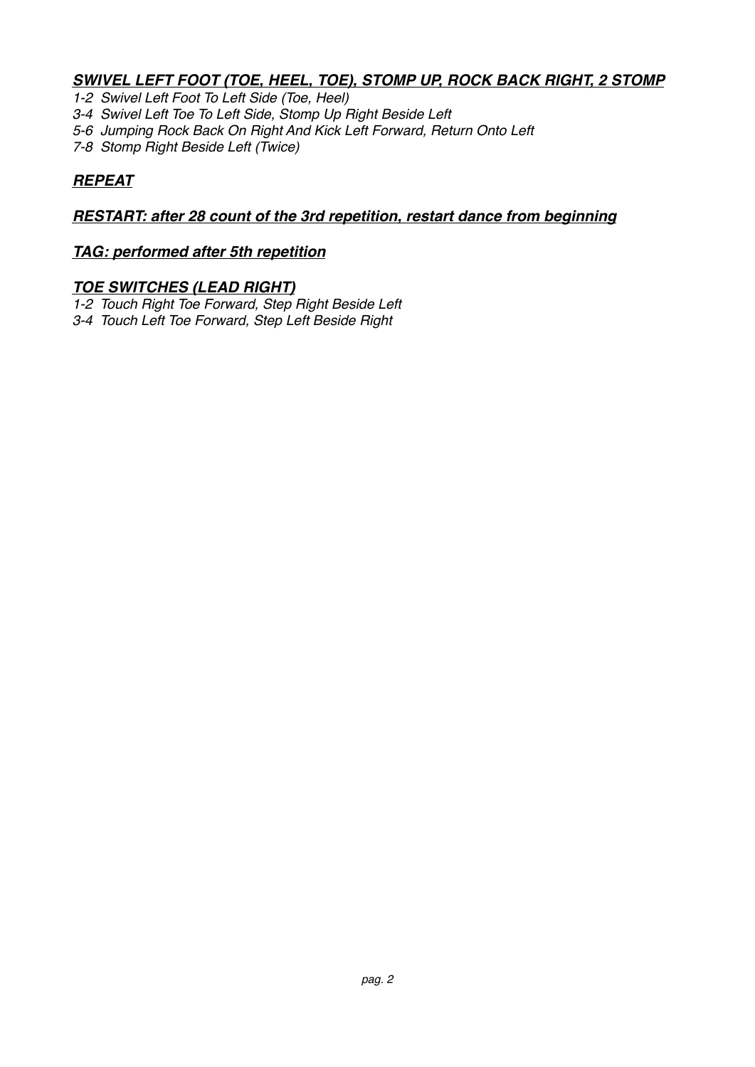***SWIVEL LEFT FOOT (TOE, HEEL, TOE), STOMP UP, ROCK BACK RIGHT, 2 STOMP***

*1-2 Swivel Left Foot To Left Side (Toe, Heel)*
*3-4 Swivel Left Toe To Left Side, Stomp Up Right Beside Left*
*5-6 Jumping Rock Back On Right And Kick Left Forward, Return Onto Left*
*7-8 Stomp Right Beside Left (Twice)*

***REPEAT***

***RESTART: after 28 count of the 3rd repetition, restart dance from beginning***

***TAG: performed after 5th repetition***

***TOE SWITCHES (LEAD RIGHT)***

*1-2 Touch Right Toe Forward, Step Right Beside Left*
*3-4 Touch Left Toe Forward, Step Left Beside Right*